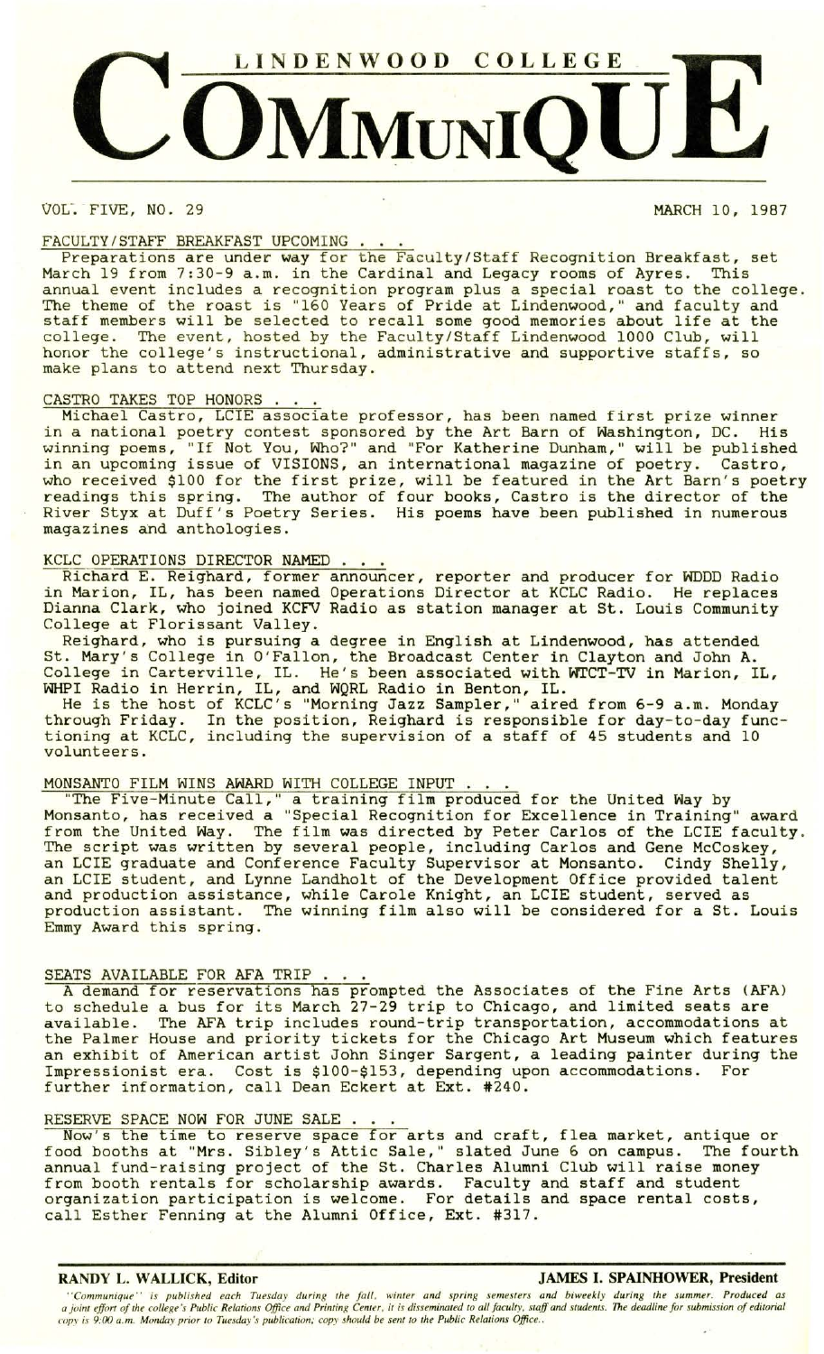# LINDENWOOD COLLEGE COMMUNIQUE

VOL. FIVE, NO. 29 MARCH 10, 1987

## FACULTY/STAFF BREAKFAST UPCOMING . . .

Preparations are under way for the Faculty/Staff Recognition Breakfast, set March 19 from 7:30-9 a.m. in the Cardinal and Legacy rooms of Ayres. This annual event includes a recognition program plus a special roast to the college. The theme of the roast is "160 Years of Pride at Lindenwood," and faculty and staff members will be selected to recall some good memories about life at the college. The event, hosted by the Faculty/Staff Lindenwood 1000 Club, will honor the college's instructional, administrative and supportive staffs, so make plans to attend next Thursday.

## CASTRO TAKES TOP HONORS . . .

Michael Castro, LCIE associate professor, has been named first prize winner in a national poetry contest sponsored by the Art Barn of Washington, DC. His winning poems, "If Not You, Who?" and "For Katherine Dunham," will be published in an upcoming issue of VISIONS, an international magazine of poetry. Castro, who received $100 for the first prize, will be featured in the Art Barn's poetry readings this spring. The author of four books, Castro is the director of the River Styx at Duff's Poetry Series. His poems have been published in numerous magazines and anthologies.

## KCLC OPERATIONS DIRECTOR NAMED . . .

Richard E. Reighard, former announcer, reporter and producer for WDDD Radio in Marion, IL, has been named Operations Director at KCLC Radio. He replaces Dianna Clark, who joined KCFV Radio as station manager at St. Louis Community College at Florissant Valley.

Reighard, who is pursuing a degree in English at Lindenwood, has attended St. Mary's College in O'Fallon, the Broadcast Center in Clayton and John A. College in Carterville, IL. He's been associated with WTCT-TV in Marion, IL, WHPI Radio in Herrin, IL, and WQRL Radio in Benton, IL.

He is the host of KCLC's "Morning Jazz Sampler," aired from 6-9 a.m. Monday through Friday. In the position, Reighard is responsible for day-to-day functioning at KCLC, including the supervision of a staff of 45 students and 10 volunteers.

## MONSANTO FILM WINS AWARD WITH COLLEGE INPUT . . .

"The Five-Minute Call," a training film produced for the United Way by Monsanto, has received a "Special Recognition for Excellence in Training" award from the United Way. The film was directed by Peter Carlos of the LCIE faculty. The script was written by several people, including Carlos and Gene McCoskey, an LCIE graduate and Conference Faculty Supervisor at Monsanto. Cindy Shelly, an LCIE student, and Lynne Landholt of the Development Office provided talent and production assistance, while Carole Knight, an LCIE student, served as production assistant. The winning film also will be considered for a St. Louis Emmy Award this spring.

## SEATS AVAILABLE FOR AFA TRIP . . .

A demand for reservations has prompted the Associates of the Fine Arts (AFA) to schedule a bus for its March 27-29 trip to Chicago, and limited seats are available. The AFA trip includes round-trip transportation, accommodations at the Palmer House and priority tickets for the Chicago Art Museum which features an exhibit of American artist John Singer Sargent, a leading painter during the Impressionist era. Cost is $100-$153, depending upon accommodations. For further information, call Dean Eckert at Ext. #240.

## RESERVE SPACE NOW FOR JUNE SALE . . .

Now's the time to reserve space for arts and craft, flea market, antique or food booths at "Mrs. Sibley's Attic Sale," slated June 6 on campus. The fourth annual fund-raising project of the St. Charles Alumni Club will raise money from booth rentals for scholarship awards. Faculty and staff and student organization participation is welcome. For details and space rental costs, call Esther Fenning at the Alumni Office, Ext. #317.

---

**RANDY L. WALLICK, Editor** **JAMES I. SPAINHOWER, President**

*"Communique" is published each Tuesday during the fall, winter and spring semesters and biweekly during the summer. Produced as a joint effort of the college's Public Relations Office and Printing Center, it is disseminated to all faculty, staff and students. The deadline for submission of editorial copy is 9:00 a.m. Monday prior to Tuesday's publication; copy should be sent to the Public Relations Office..*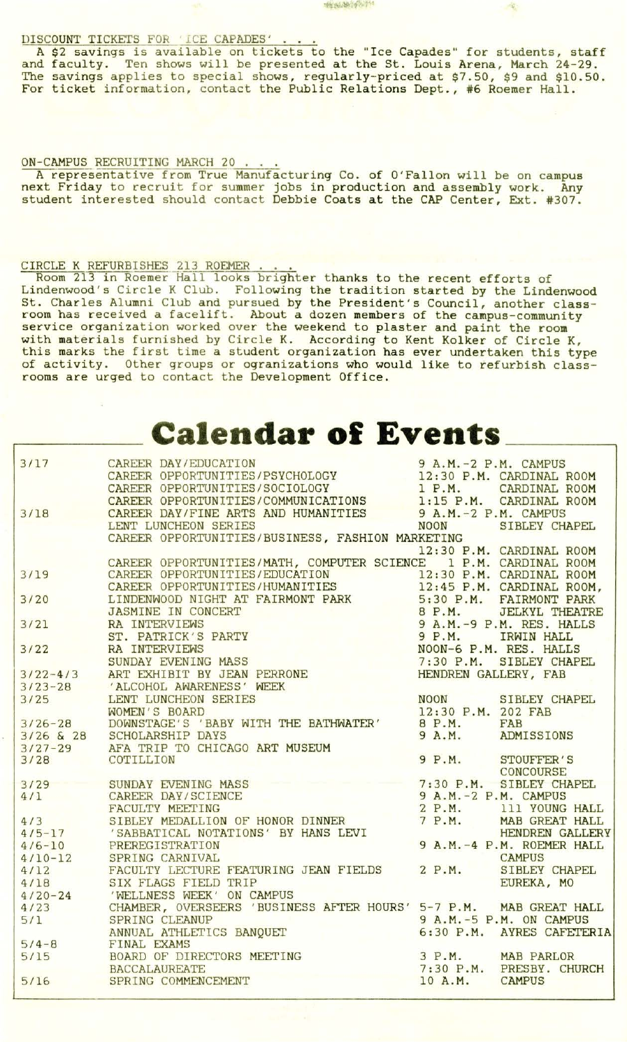DISCOUNT TICKETS FOR 'ICE CAPADES' . . .

A $2 savings is available on tickets to the "Ice Capades" for students, staff and faculty. Ten shows will be presented at the St. Louis Arena, March 24-29. The savings applies to special shows, regularly-priced at $7.50, $9 and $10.50. For ticket information, contact the Public Relations Dept., #6 Roemer Hall.

ON-CAMPUS RECRUITING MARCH 20 . . .

A representative from True Manufacturing Co. of O'Fallon will be on campus next Friday to recruit for summer jobs in production and assembly work. Any student interested should contact Debbie Coats at the CAP Center, Ext. #307.

CIRCLE K REFURBISHES 213 ROEMER . . .

Room 213 in Roemer Hall looks brighter thanks to the recent efforts of Lindenwood's Circle K Club. Following the tradition started by the Lindenwood St. Charles Alumni Club and pursued by the President's Council, another classroom has received a facelift. About a dozen members of the campus-community service organization worked over the weekend to plaster and paint the room with materials furnished by Circle K. According to Kent Kolker of Circle K, this marks the first time a student organization has ever undertaken this type of activity. Other groups or ogranizations who would like to refurbish classrooms are urged to contact the Development Office.

# Calendar of Events

| | | | |
|---|---|---|---|
| 3/17 | CAREER DAY/EDUCATION | 9 A.M.-2 P.M. | CAMPUS |
| | CAREER OPPORTUNITIES/PSYCHOLOGY | 12:30 P.M. | CARDINAL ROOM |
| | CAREER OPPORTUNITIES/SOCIOLOGY | 1 P.M. | CARDINAL ROOM |
| | CAREER OPPORTUNITIES/COMMUNICATIONS | 1:15 P.M. | CARDINAL ROOM |
| 3/18 | CAREER DAY/FINE ARTS AND HUMANITIES | 9 A.M.-2 P.M. | CAMPUS |
| | LENT LUNCHEON SERIES | NOON | SIBLEY CHAPEL |
| | CAREER OPPORTUNITIES/BUSINESS, FASHION MARKETING | 12:30 P.M. | CARDINAL ROOM |
| | CAREER OPPORTUNITIES/MATH, COMPUTER SCIENCE | 1 P.M. | CARDINAL ROOM |
| 3/19 | CAREER OPPORTUNITIES/EDUCATION | 12:30 P.M. | CARDINAL ROOM |
| | CAREER OPPORTUNITIES/HUMANITIES | 12:45 P.M. | CARDINAL ROOM, |
| 3/20 | LINDENWOOD NIGHT AT FAIRMONT PARK | 5:30 P.M. | FAIRMONT PARK |
| | JASMINE IN CONCERT | 8 P.M. | JELKYL THEATRE |
| 3/21 | RA INTERVIEWS | 9 A.M.-9 P.M. | RES. HALLS |
| | ST. PATRICK'S PARTY | 9 P.M. | IRWIN HALL |
| 3/22 | RA INTERVIEWS | NOON-6 P.M. | RES. HALLS |
| | SUNDAY EVENING MASS | 7:30 P.M. | SIBLEY CHAPEL |
| 3/22-4/3 | ART EXHIBIT BY JEAN PERRONE | | HENDREN GALLERY, FAB |
| 3/23-28 | 'ALCOHOL AWARENESS' WEEK | | |
| 3/25 | LENT LUNCHEON SERIES | NOON | SIBLEY CHAPEL |
| | WOMEN'S BOARD | 12:30 P.M. | 202 FAB |
| 3/26-28 | DOWNSTAGE'S 'BABY WITH THE BATHWATER' | 8 P.M. | FAB |
| 3/26 & 28 | SCHOLARSHIP DAYS | 9 A.M. | ADMISSIONS |
| 3/27-29 | AFA TRIP TO CHICAGO ART MUSEUM | | |
| 3/28 | COTILLION | 9 P.M. | STOUFFER'S CONCOURSE |
| 3/29 | SUNDAY EVENING MASS | 7:30 P.M. | SIBLEY CHAPEL |
| 4/1 | CAREER DAY/SCIENCE | 9 A.M.-2 P.M. | CAMPUS |
| | FACULTY MEETING | 2 P.M. | 111 YOUNG HALL |
| 4/3 | SIBLEY MEDALLION OF HONOR DINNER | 7 P.M. | MAB GREAT HALL |
| 4/5-17 | 'SABBATICAL NOTATIONS' BY HANS LEVI | | HENDREN GALLERY |
| 4/6-10 | PREREGISTRATION | 9 A.M.-4 P.M. | ROEMER HALL |
| 4/10-12 | SPRING CARNIVAL | | CAMPUS |
| 4/12 | FACULTY LECTURE FEATURING JEAN FIELDS | 2 P.M. | SIBLEY CHAPEL |
| 4/18 | SIX FLAGS FIELD TRIP | | EUREKA, MO |
| 4/20-24 | 'WELLNESS WEEK' ON CAMPUS | | |
| 4/23 | CHAMBER, OVERSEERS 'BUSINESS AFTER HOURS' | 5-7 P.M. | MAB GREAT HALL |
| 5/1 | SPRING CLEANUP | 9 A.M.-5 P.M. | ON CAMPUS |
| | ANNUAL ATHLETICS BANQUET | 6:30 P.M. | AYRES CAFETERIA |
| 5/4-8 | FINAL EXAMS | | |
| 5/15 | BOARD OF DIRECTORS MEETING | 3 P.M. | MAB PARLOR |
| | BACCALAUREATE | 7:30 P.M. | PRESBY. CHURCH |
| 5/16 | SPRING COMMENCEMENT | 10 A.M. | CAMPUS |